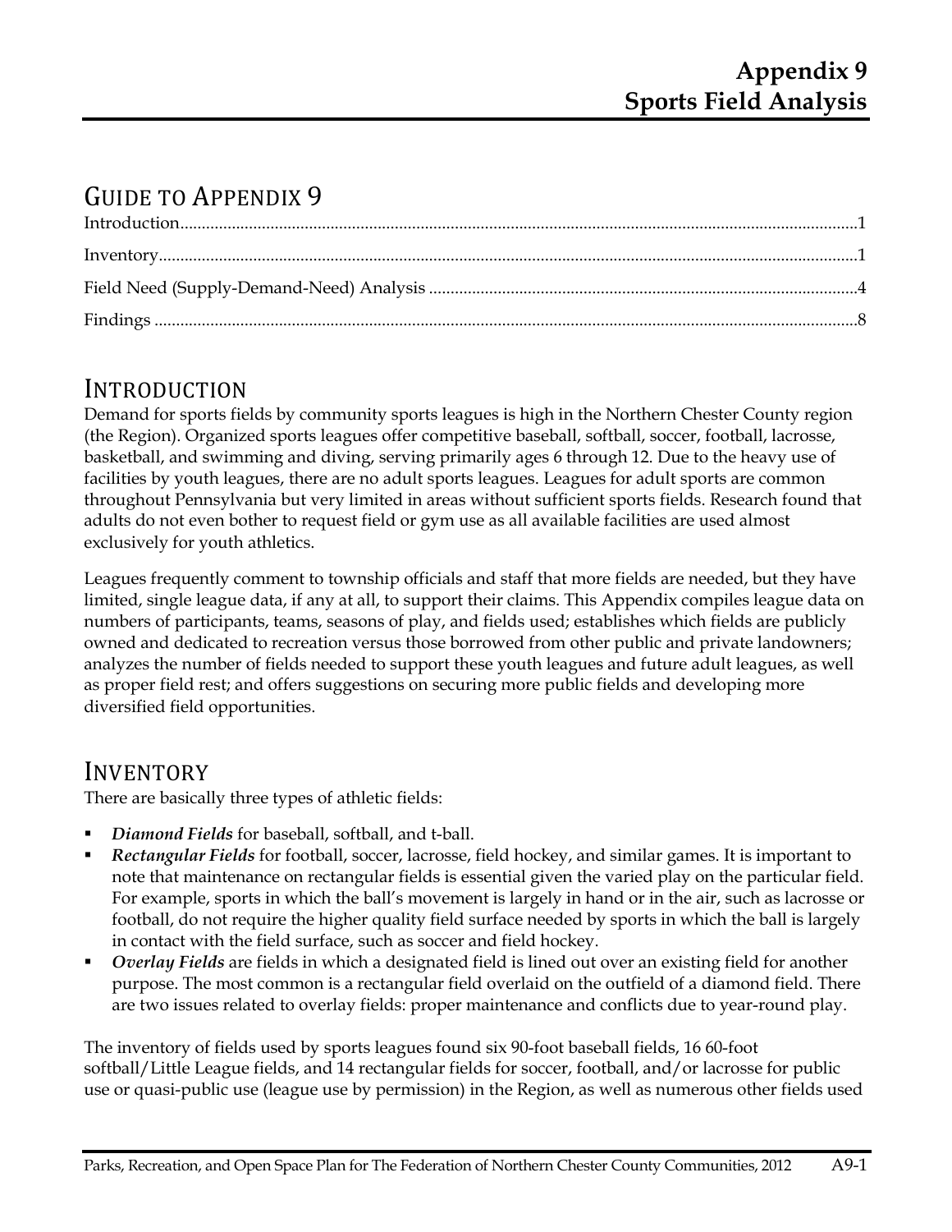# Appendix 9
# Sports Field Analysis

## Guide to Appendix 9

Introduction....................................................................................................................................................1

Inventory.........................................................................................................................................................1

Field Need (Supply-Demand-Need) Analysis ...................................................................................................4

Findings ..........................................................................................................................................................8

## Introduction

Demand for sports fields by community sports leagues is high in the Northern Chester County region (the Region). Organized sports leagues offer competitive baseball, softball, soccer, football, lacrosse, basketball, and swimming and diving, serving primarily ages 6 through 12. Due to the heavy use of facilities by youth leagues, there are no adult sports leagues. Leagues for adult sports are common throughout Pennsylvania but very limited in areas without sufficient sports fields. Research found that adults do not even bother to request field or gym use as all available facilities are used almost exclusively for youth athletics.

Leagues frequently comment to township officials and staff that more fields are needed, but they have limited, single league data, if any at all, to support their claims. This Appendix compiles league data on numbers of participants, teams, seasons of play, and fields used; establishes which fields are publicly owned and dedicated to recreation versus those borrowed from other public and private landowners; analyzes the number of fields needed to support these youth leagues and future adult leagues, as well as proper field rest; and offers suggestions on securing more public fields and developing more diversified field opportunities.

## Inventory

There are basically three types of athletic fields:

- ***Diamond Fields*** for baseball, softball, and t-ball.
- ***Rectangular Fields*** for football, soccer, lacrosse, field hockey, and similar games. It is important to note that maintenance on rectangular fields is essential given the varied play on the particular field. For example, sports in which the ball's movement is largely in hand or in the air, such as lacrosse or football, do not require the higher quality field surface needed by sports in which the ball is largely in contact with the field surface, such as soccer and field hockey.
- ***Overlay Fields*** are fields in which a designated field is lined out over an existing field for another purpose. The most common is a rectangular field overlaid on the outfield of a diamond field. There are two issues related to overlay fields: proper maintenance and conflicts due to year-round play.

The inventory of fields used by sports leagues found six 90-foot baseball fields, 16 60-foot softball/Little League fields, and 14 rectangular fields for soccer, football, and/or lacrosse for public use or quasi-public use (league use by permission) in the Region, as well as numerous other fields used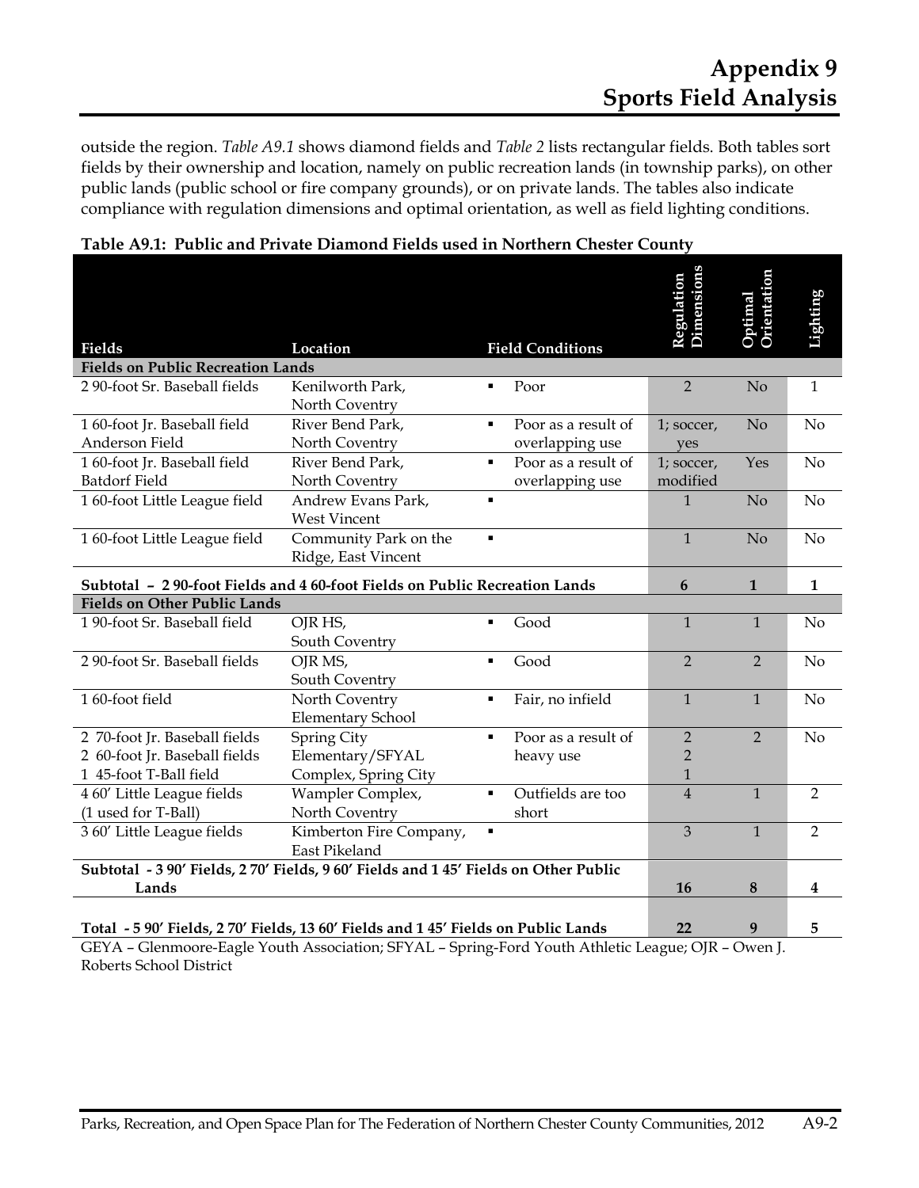outside the region. *Table A9.1* shows diamond fields and *Table 2* lists rectangular fields. Both tables sort fields by their ownership and location, namely on public recreation lands (in township parks), on other public lands (public school or fire company grounds), or on private lands. The tables also indicate compliance with regulation dimensions and optimal orientation, as well as field lighting conditions.

**Table A9.1: Public and Private Diamond Fields used in Northern Chester County**

| Fields | Location | Field Conditions | Regulation Dimensions | Optimal Orientation | Lighting |
|---|---|---|---|---|---|
| **Fields on Public Recreation Lands** | | | | | |
| 2 90-foot Sr. Baseball fields | Kenilworth Park, North Coventry | ▪ Poor | 2 | No | 1 |
| 1 60-foot Jr. Baseball field Anderson Field | River Bend Park, North Coventry | ▪ Poor as a result of overlapping use | 1; soccer, yes | No | No |
| 1 60-foot Jr. Baseball field Batdorf Field | River Bend Park, North Coventry | ▪ Poor as a result of overlapping use | 1; soccer, modified | Yes | No |
| 1 60-foot Little League field | Andrew Evans Park, West Vincent | ▪ | 1 | No | No |
| 1 60-foot Little League field | Community Park on the Ridge, East Vincent | ▪ | 1 | No | No |
| **Subtotal – 2 90-foot Fields and 4 60-foot Fields on Public Recreation Lands** | | | **6** | **1** | **1** |
| **Fields on Other Public Lands** | | | | | |
| 1 90-foot Sr. Baseball field | OJR HS, South Coventry | ▪ Good | 1 | 1 | No |
| 2 90-foot Sr. Baseball fields | OJR MS, South Coventry | ▪ Good | 2 | 2 | No |
| 1 60-foot field | North Coventry Elementary School | ▪ Fair, no infield | 1 | 1 | No |
| 2 70-foot Jr. Baseball fields<br>2 60-foot Jr. Baseball fields<br>1 45-foot T-Ball field | Spring City Elementary/SFYAL Complex, Spring City | ▪ Poor as a result of heavy use | 2<br>2<br>1 | 2 | No |
| 4 60′ Little League fields (1 used for T-Ball) | Wampler Complex, North Coventry | ▪ Outfields are too short | 4 | 1 | 2 |
| 3 60′ Little League fields | Kimberton Fire Company, East Pikeland | ▪ | 3 | 1 | 2 |
| **Subtotal - 3 90′ Fields, 2 70′ Fields, 9 60′ Fields and 1 45′ Fields on Other Public Lands** | | | **16** | **8** | **4** |
| **Total - 5 90′ Fields, 2 70′ Fields, 13 60′ Fields and 1 45′ Fields on Public Lands** | | | **22** | **9** | **5** |

GEYA – Glenmoore-Eagle Youth Association; SFYAL – Spring-Ford Youth Athletic League; OJR – Owen J. Roberts School District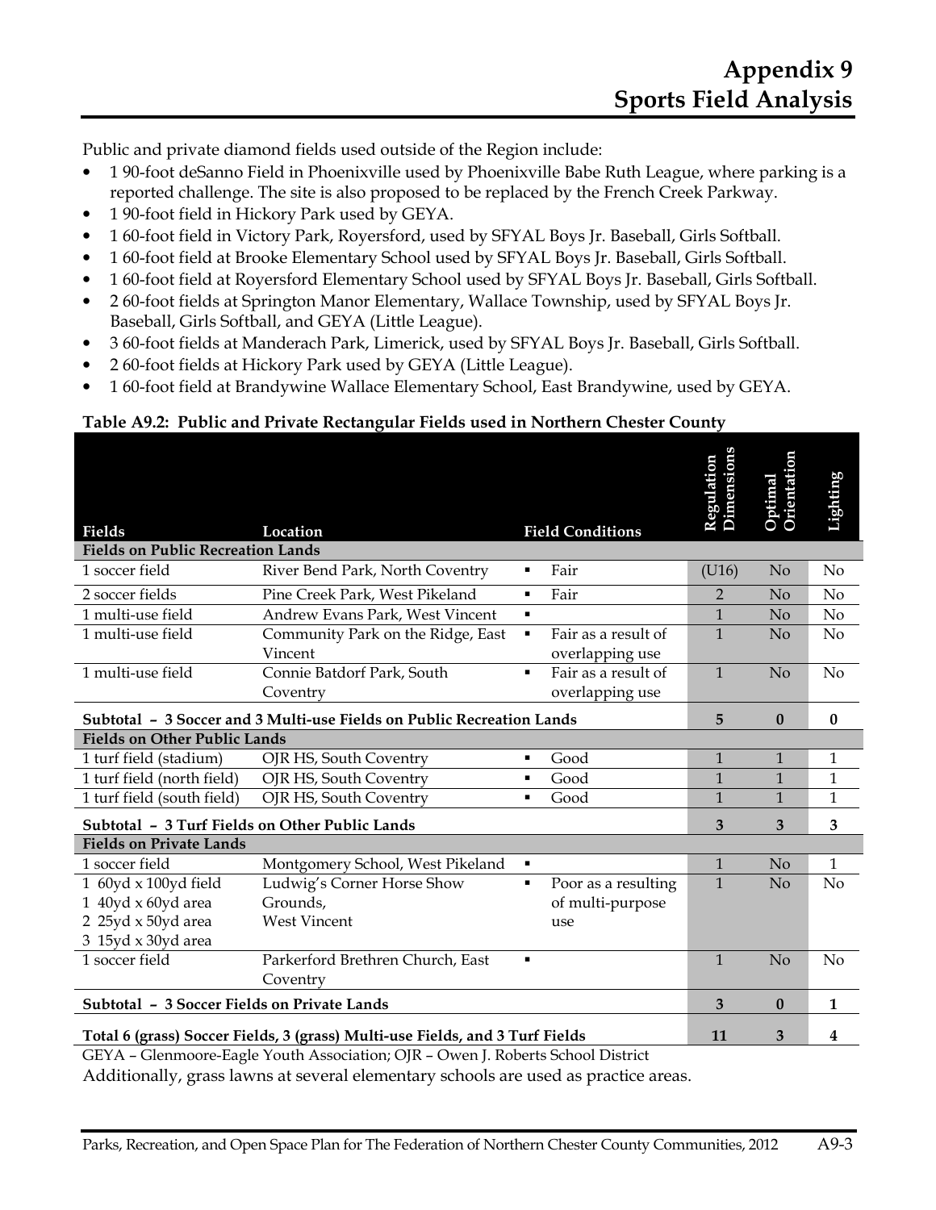# Appendix 9
# Sports Field Analysis

Public and private diamond fields used outside of the Region include:

- 1 90-foot deSanno Field in Phoenixville used by Phoenixville Babe Ruth League, where parking is a reported challenge. The site is also proposed to be replaced by the French Creek Parkway.
- 1 90-foot field in Hickory Park used by GEYA.
- 1 60-foot field in Victory Park, Royersford, used by SFYAL Boys Jr. Baseball, Girls Softball.
- 1 60-foot field at Brooke Elementary School used by SFYAL Boys Jr. Baseball, Girls Softball.
- 1 60-foot field at Royersford Elementary School used by SFYAL Boys Jr. Baseball, Girls Softball.
- 2 60-foot fields at Springton Manor Elementary, Wallace Township, used by SFYAL Boys Jr. Baseball, Girls Softball, and GEYA (Little League).
- 3 60-foot fields at Manderach Park, Limerick, used by SFYAL Boys Jr. Baseball, Girls Softball.
- 2 60-foot fields at Hickory Park used by GEYA (Little League).
- 1 60-foot field at Brandywine Wallace Elementary School, East Brandywine, used by GEYA.

**Table A9.2: Public and Private Rectangular Fields used in Northern Chester County**

| Fields | Location | Field Conditions | Regulation Dimensions | Optimal Orientation | Lighting |
|---|---|---|---|---|---|
| **Fields on Public Recreation Lands** | | | | | |
| 1 soccer field | River Bend Park, North Coventry | ▪ Fair | (U16) | No | No |
| 2 soccer fields | Pine Creek Park, West Pikeland | ▪ Fair | 2 | No | No |
| 1 multi-use field | Andrew Evans Park, West Vincent | ▪ | 1 | No | No |
| 1 multi-use field | Community Park on the Ridge, East Vincent | ▪ Fair as a result of overlapping use | 1 | No | No |
| 1 multi-use field | Connie Batdorf Park, South Coventry | ▪ Fair as a result of overlapping use | 1 | No | No |
| **Subtotal – 3 Soccer and 3 Multi-use Fields on Public Recreation Lands** | | | **5** | **0** | **0** |
| **Fields on Other Public Lands** | | | | | |
| 1 turf field (stadium) | OJR HS, South Coventry | ▪ Good | 1 | 1 | 1 |
| 1 turf field (north field) | OJR HS, South Coventry | ▪ Good | 1 | 1 | 1 |
| 1 turf field (south field) | OJR HS, South Coventry | ▪ Good | 1 | 1 | 1 |
| **Subtotal – 3 Turf Fields on Other Public Lands** | | | **3** | **3** | **3** |
| **Fields on Private Lands** | | | | | |
| 1 soccer field | Montgomery School, West Pikeland | ▪ | 1 | No | 1 |
| 1 60yd x 100yd field<br>1 40yd x 60yd area<br>2 25yd x 50yd area<br>3 15yd x 30yd area | Ludwig's Corner Horse Show Grounds, West Vincent | ▪ Poor as a resulting of multi-purpose use | 1 | No | No |
| 1 soccer field | Parkerford Brethren Church, East Coventry | ▪ | 1 | No | No |
| **Subtotal – 3 Soccer Fields on Private Lands** | | | **3** | **0** | **1** |
| **Total 6 (grass) Soccer Fields, 3 (grass) Multi-use Fields, and 3 Turf Fields** | | | **11** | **3** | **4** |

GEYA – Glenmoore-Eagle Youth Association; OJR – Owen J. Roberts School District

Additionally, grass lawns at several elementary schools are used as practice areas.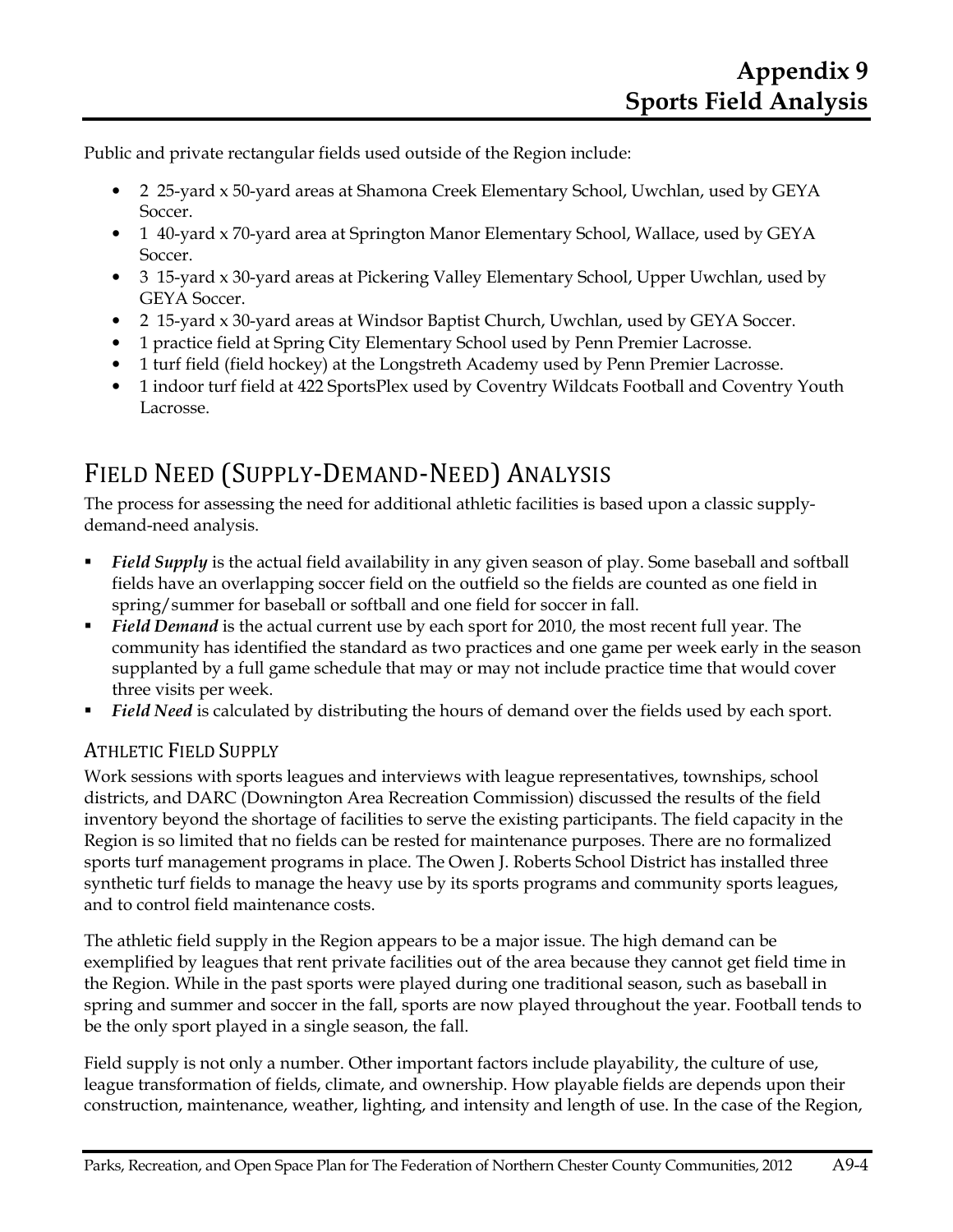Public and private rectangular fields used outside of the Region include:

- 2 25-yard x 50-yard areas at Shamona Creek Elementary School, Uwchlan, used by GEYA Soccer.
- 1 40-yard x 70-yard area at Springton Manor Elementary School, Wallace, used by GEYA Soccer.
- 3 15-yard x 30-yard areas at Pickering Valley Elementary School, Upper Uwchlan, used by GEYA Soccer.
- 2 15-yard x 30-yard areas at Windsor Baptist Church, Uwchlan, used by GEYA Soccer.
- 1 practice field at Spring City Elementary School used by Penn Premier Lacrosse.
- 1 turf field (field hockey) at the Longstreth Academy used by Penn Premier Lacrosse.
- 1 indoor turf field at 422 SportsPlex used by Coventry Wildcats Football and Coventry Youth Lacrosse.

## Field Need (Supply-Demand-Need) Analysis

The process for assessing the need for additional athletic facilities is based upon a classic supply-demand-need analysis.

- ***Field Supply*** is the actual field availability in any given season of play. Some baseball and softball fields have an overlapping soccer field on the outfield so the fields are counted as one field in spring/summer for baseball or softball and one field for soccer in fall.
- ***Field Demand*** is the actual current use by each sport for 2010, the most recent full year. The community has identified the standard as two practices and one game per week early in the season supplanted by a full game schedule that may or may not include practice time that would cover three visits per week.
- ***Field Need*** is calculated by distributing the hours of demand over the fields used by each sport.

### Athletic Field Supply

Work sessions with sports leagues and interviews with league representatives, townships, school districts, and DARC (Downington Area Recreation Commission) discussed the results of the field inventory beyond the shortage of facilities to serve the existing participants. The field capacity in the Region is so limited that no fields can be rested for maintenance purposes. There are no formalized sports turf management programs in place. The Owen J. Roberts School District has installed three synthetic turf fields to manage the heavy use by its sports programs and community sports leagues, and to control field maintenance costs.

The athletic field supply in the Region appears to be a major issue. The high demand can be exemplified by leagues that rent private facilities out of the area because they cannot get field time in the Region. While in the past sports were played during one traditional season, such as baseball in spring and summer and soccer in the fall, sports are now played throughout the year. Football tends to be the only sport played in a single season, the fall.

Field supply is not only a number. Other important factors include playability, the culture of use, league transformation of fields, climate, and ownership. How playable fields are depends upon their construction, maintenance, weather, lighting, and intensity and length of use. In the case of the Region,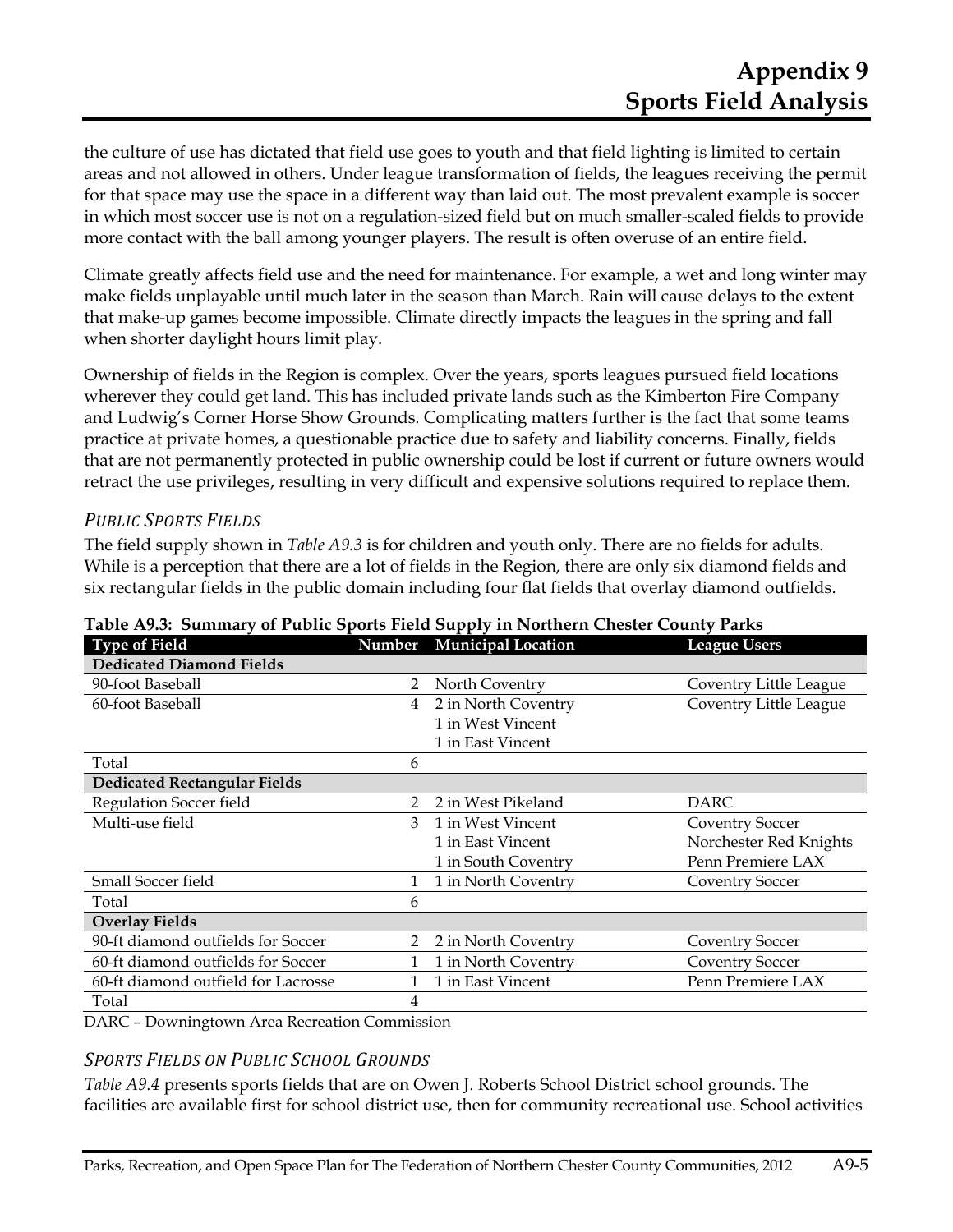the culture of use has dictated that field use goes to youth and that field lighting is limited to certain areas and not allowed in others. Under league transformation of fields, the leagues receiving the permit for that space may use the space in a different way than laid out. The most prevalent example is soccer in which most soccer use is not on a regulation-sized field but on much smaller-scaled fields to provide more contact with the ball among younger players. The result is often overuse of an entire field.

Climate greatly affects field use and the need for maintenance. For example, a wet and long winter may make fields unplayable until much later in the season than March. Rain will cause delays to the extent that make-up games become impossible. Climate directly impacts the leagues in the spring and fall when shorter daylight hours limit play.

Ownership of fields in the Region is complex. Over the years, sports leagues pursued field locations wherever they could get land. This has included private lands such as the Kimberton Fire Company and Ludwig's Corner Horse Show Grounds. Complicating matters further is the fact that some teams practice at private homes, a questionable practice due to safety and liability concerns. Finally, fields that are not permanently protected in public ownership could be lost if current or future owners would retract the use privileges, resulting in very difficult and expensive solutions required to replace them.

### *Public Sports Fields*

The field supply shown in *Table A9.3* is for children and youth only. There are no fields for adults. While is a perception that there are a lot of fields in the Region, there are only six diamond fields and six rectangular fields in the public domain including four flat fields that overlay diamond outfields.

**Table A9.3: Summary of Public Sports Field Supply in Northern Chester County Parks**

| Type of Field | Number | Municipal Location | League Users |
|---|---|---|---|
| **Dedicated Diamond Fields** | | | |
| 90-foot Baseball | 2 | North Coventry | Coventry Little League |
| 60-foot Baseball | 4 | 2 in North Coventry<br>1 in West Vincent<br>1 in East Vincent | Coventry Little League |
| Total | 6 | | |
| **Dedicated Rectangular Fields** | | | |
| Regulation Soccer field | 2 | 2 in West Pikeland | DARC |
| Multi-use field | 3 | 1 in West Vincent<br>1 in East Vincent<br>1 in South Coventry | Coventry Soccer<br>Norchester Red Knights<br>Penn Premiere LAX |
| Small Soccer field | 1 | 1 in North Coventry | Coventry Soccer |
| Total | 6 | | |
| **Overlay Fields** | | | |
| 90-ft diamond outfields for Soccer | 2 | 2 in North Coventry | Coventry Soccer |
| 60-ft diamond outfields for Soccer | 1 | 1 in North Coventry | Coventry Soccer |
| 60-ft diamond outfield for Lacrosse | 1 | 1 in East Vincent | Penn Premiere LAX |
| Total | 4 | | |

DARC – Downingtown Area Recreation Commission

### *Sports Fields on Public School Grounds*

*Table A9.4* presents sports fields that are on Owen J. Roberts School District school grounds. The facilities are available first for school district use, then for community recreational use. School activities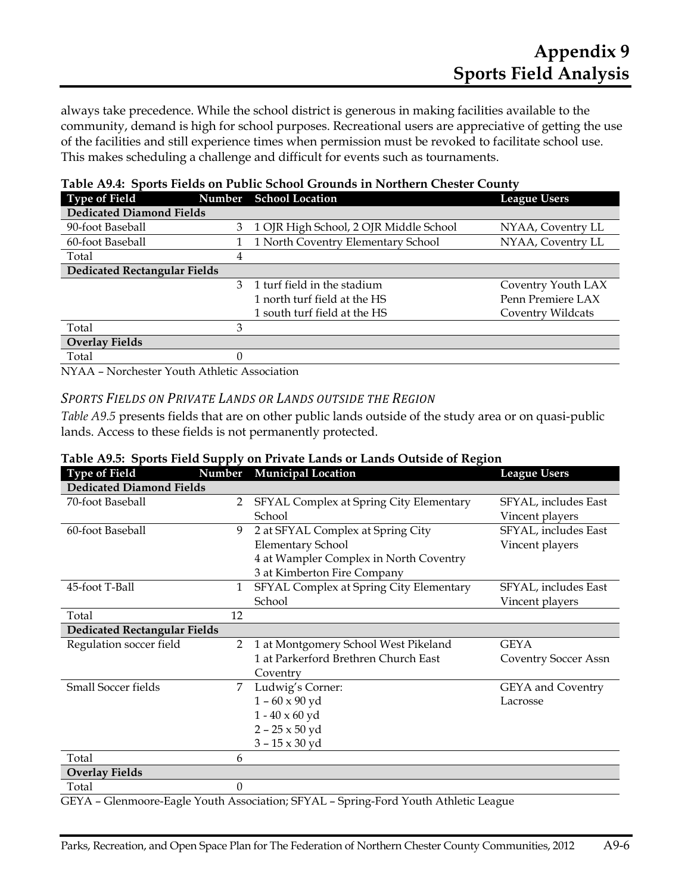always take precedence. While the school district is generous in making facilities available to the community, demand is high for school purposes. Recreational users are appreciative of getting the use of the facilities and still experience times when permission must be revoked to facilitate school use. This makes scheduling a challenge and difficult for events such as tournaments.

**Table A9.4: Sports Fields on Public School Grounds in Northern Chester County**

| Type of Field | Number | School Location | League Users |
|---|---|---|---|
| **Dedicated Diamond Fields** | | | |
| 90-foot Baseball | 3 | 1 OJR High School, 2 OJR Middle School | NYAA, Coventry LL |
| 60-foot Baseball | 1 | 1 North Coventry Elementary School | NYAA, Coventry LL |
| Total | 4 | | |
| **Dedicated Rectangular Fields** | | | |
| | 3 | 1 turf field in the stadium<br>1 north turf field at the HS<br>1 south turf field at the HS | Coventry Youth LAX<br>Penn Premiere LAX<br>Coventry Wildcats |
| Total | 3 | | |
| **Overlay Fields** | | | |
| Total | 0 | | |

NYAA – Norchester Youth Athletic Association

### *Sports Fields on Private Lands or Lands outside the Region*

*Table A9.5* presents fields that are on other public lands outside of the study area or on quasi-public lands. Access to these fields is not permanently protected.

**Table A9.5: Sports Field Supply on Private Lands or Lands Outside of Region**

| Type of Field | Number | Municipal Location | League Users |
|---|---|---|---|
| **Dedicated Diamond Fields** | | | |
| 70-foot Baseball | 2 | SFYAL Complex at Spring City Elementary School | SFYAL, includes East Vincent players |
| 60-foot Baseball | 9 | 2 at SFYAL Complex at Spring City Elementary School<br>4 at Wampler Complex in North Coventry<br>3 at Kimberton Fire Company | SFYAL, includes East Vincent players |
| 45-foot T-Ball | 1 | SFYAL Complex at Spring City Elementary School | SFYAL, includes East Vincent players |
| Total | 12 | | |
| **Dedicated Rectangular Fields** | | | |
| Regulation soccer field | 2 | 1 at Montgomery School West Pikeland<br>1 at Parkerford Brethren Church East Coventry | GEYA<br>Coventry Soccer Assn |
| Small Soccer fields | 7 | Ludwig's Corner:<br>1 – 60 x 90 yd<br>1 - 40 x 60 yd<br>2 – 25 x 50 yd<br>3 – 15 x 30 yd | GEYA and Coventry Lacrosse |
| Total | 6 | | |
| **Overlay Fields** | | | |
| Total | 0 | | |

GEYA – Glenmoore-Eagle Youth Association; SFYAL – Spring-Ford Youth Athletic League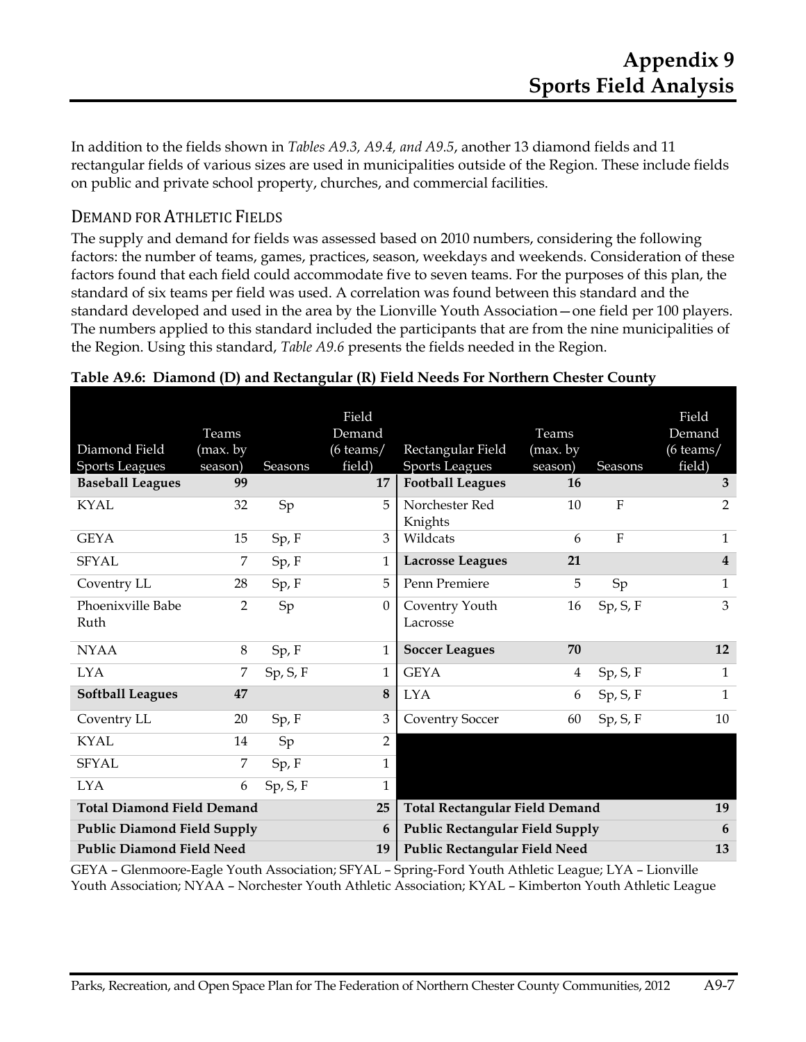# Appendix 9
# Sports Field Analysis

In addition to the fields shown in *Tables A9.3, A9.4, and A9.5*, another 13 diamond fields and 11 rectangular fields of various sizes are used in municipalities outside of the Region. These include fields on public and private school property, churches, and commercial facilities.

## DEMAND FOR ATHLETIC FIELDS

The supply and demand for fields was assessed based on 2010 numbers, considering the following factors: the number of teams, games, practices, season, weekdays and weekends. Consideration of these factors found that each field could accommodate five to seven teams. For the purposes of this plan, the standard of six teams per field was used. A correlation was found between this standard and the standard developed and used in the area by the Lionville Youth Association—one field per 100 players. The numbers applied to this standard included the participants that are from the nine municipalities of the Region. Using this standard, *Table A9.6* presents the fields needed in the Region.

**Table A9.6: Diamond (D) and Rectangular (R) Field Needs For Northern Chester County**

| Diamond Field Sports Leagues | Teams (max. by season) | Seasons | Field Demand (6 teams/ field) | Rectangular Field Sports Leagues | Teams (max. by season) | Seasons | Field Demand (6 teams/ field) |
|---|---|---|---|---|---|---|---|
| **Baseball Leagues** | **99** | | **17** | **Football Leagues** | **16** | | **3** |
| KYAL | 32 | Sp | 5 | Norchester Red Knights | 10 | F | 2 |
| GEYA | 15 | Sp, F | 3 | Wildcats | 6 | F | 1 |
| SFYAL | 7 | Sp, F | 1 | **Lacrosse Leagues** | **21** | | **4** |
| Coventry LL | 28 | Sp, F | 5 | Penn Premiere | 5 | Sp | 1 |
| Phoenixville Babe Ruth | 2 | Sp | 0 | Coventry Youth Lacrosse | 16 | Sp, S, F | 3 |
| NYAA | 8 | Sp, F | 1 | **Soccer Leagues** | **70** | | **12** |
| LYA | 7 | Sp, S, F | 1 | GEYA | 4 | Sp, S, F | 1 |
| **Softball Leagues** | **47** | | **8** | LYA | 6 | Sp, S, F | 1 |
| Coventry LL | 20 | Sp, F | 3 | Coventry Soccer | 60 | Sp, S, F | 10 |
| KYAL | 14 | Sp | 2 | | | | |
| SFYAL | 7 | Sp, F | 1 | | | | |
| LYA | 6 | Sp, S, F | 1 | | | | |
| **Total Diamond Field Demand** | | | **25** | **Total Rectangular Field Demand** | | | **19** |
| **Public Diamond Field Supply** | | | **6** | **Public Rectangular Field Supply** | | | **6** |
| **Public Diamond Field Need** | | | **19** | **Public Rectangular Field Need** | | | **13** |

GEYA – Glenmoore-Eagle Youth Association; SFYAL – Spring-Ford Youth Athletic League; LYA – Lionville Youth Association; NYAA – Norchester Youth Athletic Association; KYAL – Kimberton Youth Athletic League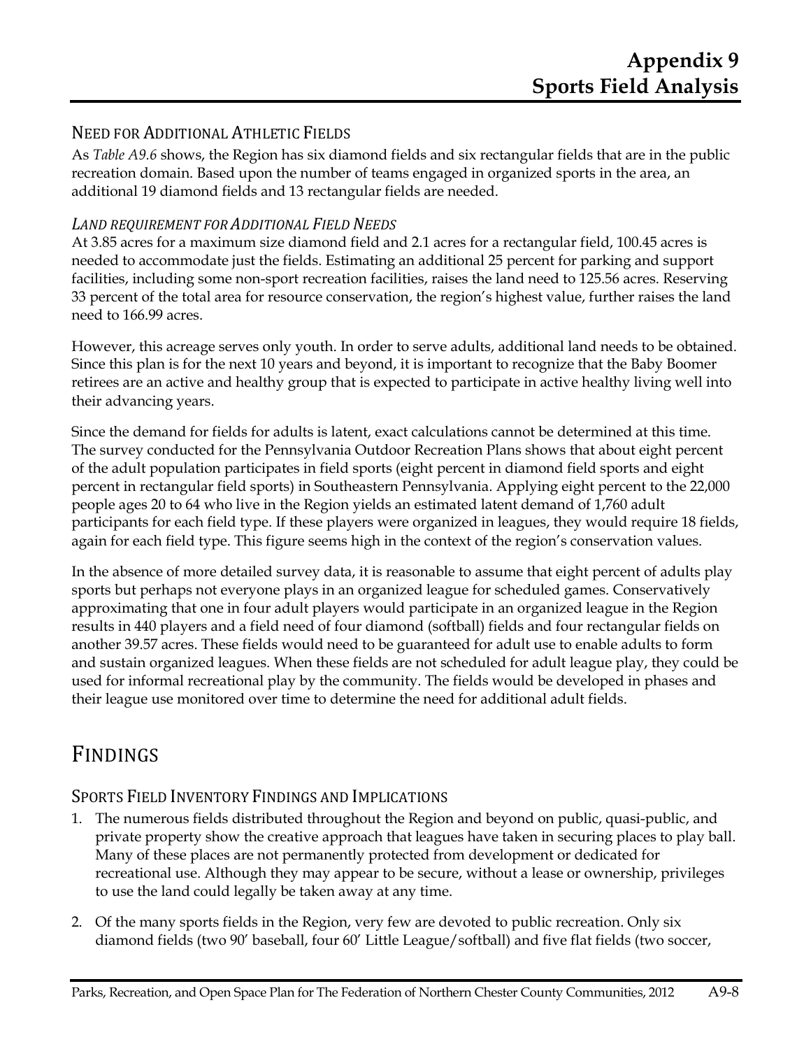## NEED FOR ADDITIONAL ATHLETIC FIELDS

As *Table A9.6* shows, the Region has six diamond fields and six rectangular fields that are in the public recreation domain. Based upon the number of teams engaged in organized sports in the area, an additional 19 diamond fields and 13 rectangular fields are needed.

### *LAND REQUIREMENT FOR ADDITIONAL FIELD NEEDS*

At 3.85 acres for a maximum size diamond field and 2.1 acres for a rectangular field, 100.45 acres is needed to accommodate just the fields. Estimating an additional 25 percent for parking and support facilities, including some non-sport recreation facilities, raises the land need to 125.56 acres. Reserving 33 percent of the total area for resource conservation, the region's highest value, further raises the land need to 166.99 acres.

However, this acreage serves only youth. In order to serve adults, additional land needs to be obtained. Since this plan is for the next 10 years and beyond, it is important to recognize that the Baby Boomer retirees are an active and healthy group that is expected to participate in active healthy living well into their advancing years.

Since the demand for fields for adults is latent, exact calculations cannot be determined at this time. The survey conducted for the Pennsylvania Outdoor Recreation Plans shows that about eight percent of the adult population participates in field sports (eight percent in diamond field sports and eight percent in rectangular field sports) in Southeastern Pennsylvania. Applying eight percent to the 22,000 people ages 20 to 64 who live in the Region yields an estimated latent demand of 1,760 adult participants for each field type. If these players were organized in leagues, they would require 18 fields, again for each field type. This figure seems high in the context of the region's conservation values.

In the absence of more detailed survey data, it is reasonable to assume that eight percent of adults play sports but perhaps not everyone plays in an organized league for scheduled games. Conservatively approximating that one in four adult players would participate in an organized league in the Region results in 440 players and a field need of four diamond (softball) fields and four rectangular fields on another 39.57 acres. These fields would need to be guaranteed for adult use to enable adults to form and sustain organized leagues. When these fields are not scheduled for adult league play, they could be used for informal recreational play by the community. The fields would be developed in phases and their league use monitored over time to determine the need for additional adult fields.

# FINDINGS

## SPORTS FIELD INVENTORY FINDINGS AND IMPLICATIONS

1. The numerous fields distributed throughout the Region and beyond on public, quasi-public, and private property show the creative approach that leagues have taken in securing places to play ball. Many of these places are not permanently protected from development or dedicated for recreational use. Although they may appear to be secure, without a lease or ownership, privileges to use the land could legally be taken away at any time.
2. Of the many sports fields in the Region, very few are devoted to public recreation. Only six diamond fields (two 90' baseball, four 60' Little League/softball) and five flat fields (two soccer,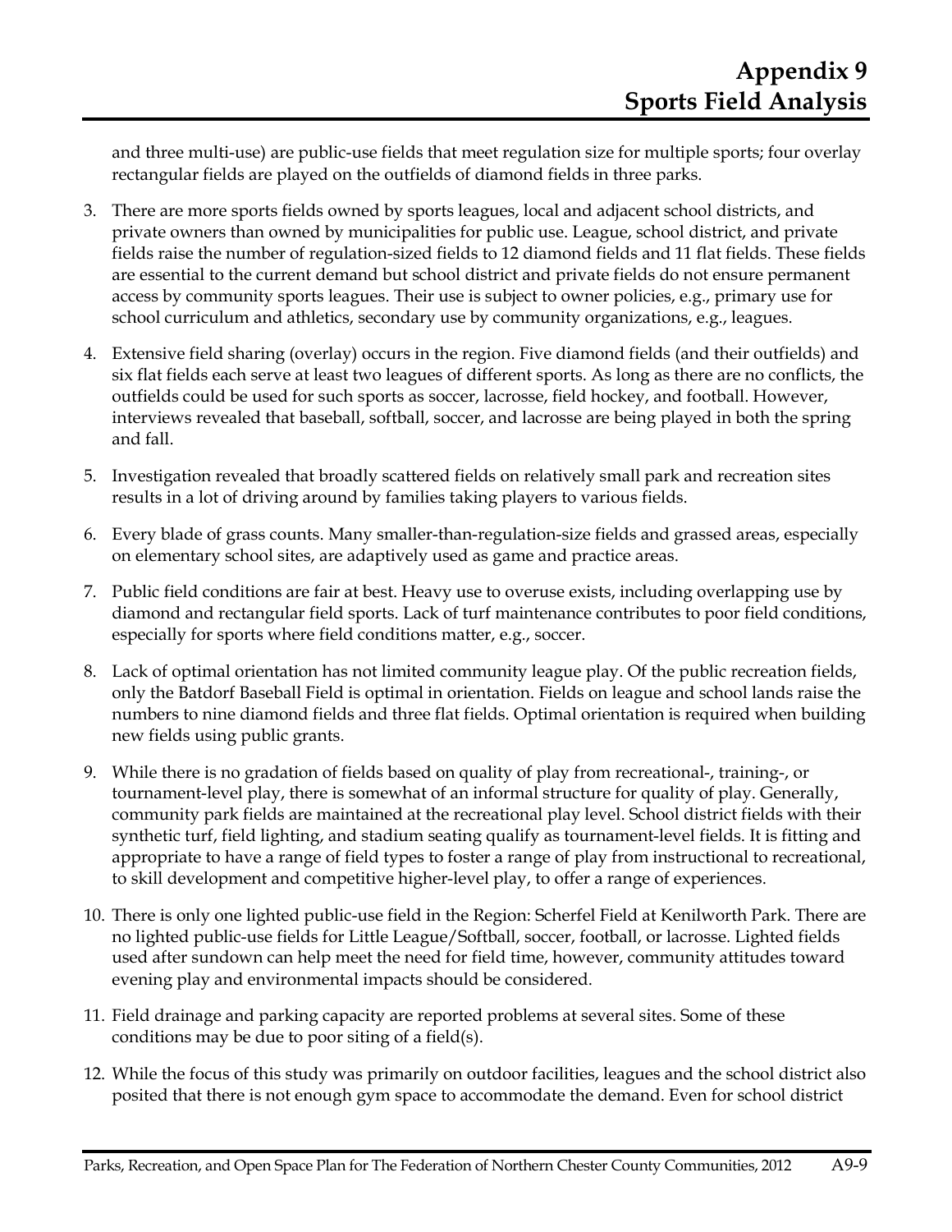and three multi-use) are public-use fields that meet regulation size for multiple sports; four overlay rectangular fields are played on the outfields of diamond fields in three parks.

3. There are more sports fields owned by sports leagues, local and adjacent school districts, and private owners than owned by municipalities for public use. League, school district, and private fields raise the number of regulation-sized fields to 12 diamond fields and 11 flat fields. These fields are essential to the current demand but school district and private fields do not ensure permanent access by community sports leagues. Their use is subject to owner policies, e.g., primary use for school curriculum and athletics, secondary use by community organizations, e.g., leagues.

4. Extensive field sharing (overlay) occurs in the region. Five diamond fields (and their outfields) and six flat fields each serve at least two leagues of different sports. As long as there are no conflicts, the outfields could be used for such sports as soccer, lacrosse, field hockey, and football. However, interviews revealed that baseball, softball, soccer, and lacrosse are being played in both the spring and fall.

5. Investigation revealed that broadly scattered fields on relatively small park and recreation sites results in a lot of driving around by families taking players to various fields.

6. Every blade of grass counts. Many smaller-than-regulation-size fields and grassed areas, especially on elementary school sites, are adaptively used as game and practice areas.

7. Public field conditions are fair at best. Heavy use to overuse exists, including overlapping use by diamond and rectangular field sports. Lack of turf maintenance contributes to poor field conditions, especially for sports where field conditions matter, e.g., soccer.

8. Lack of optimal orientation has not limited community league play. Of the public recreation fields, only the Batdorf Baseball Field is optimal in orientation. Fields on league and school lands raise the numbers to nine diamond fields and three flat fields. Optimal orientation is required when building new fields using public grants.

9. While there is no gradation of fields based on quality of play from recreational-, training-, or tournament-level play, there is somewhat of an informal structure for quality of play. Generally, community park fields are maintained at the recreational play level. School district fields with their synthetic turf, field lighting, and stadium seating qualify as tournament-level fields. It is fitting and appropriate to have a range of field types to foster a range of play from instructional to recreational, to skill development and competitive higher-level play, to offer a range of experiences.

10. There is only one lighted public-use field in the Region: Scherfel Field at Kenilworth Park. There are no lighted public-use fields for Little League/Softball, soccer, football, or lacrosse. Lighted fields used after sundown can help meet the need for field time, however, community attitudes toward evening play and environmental impacts should be considered.

11. Field drainage and parking capacity are reported problems at several sites. Some of these conditions may be due to poor siting of a field(s).

12. While the focus of this study was primarily on outdoor facilities, leagues and the school district also posited that there is not enough gym space to accommodate the demand. Even for school district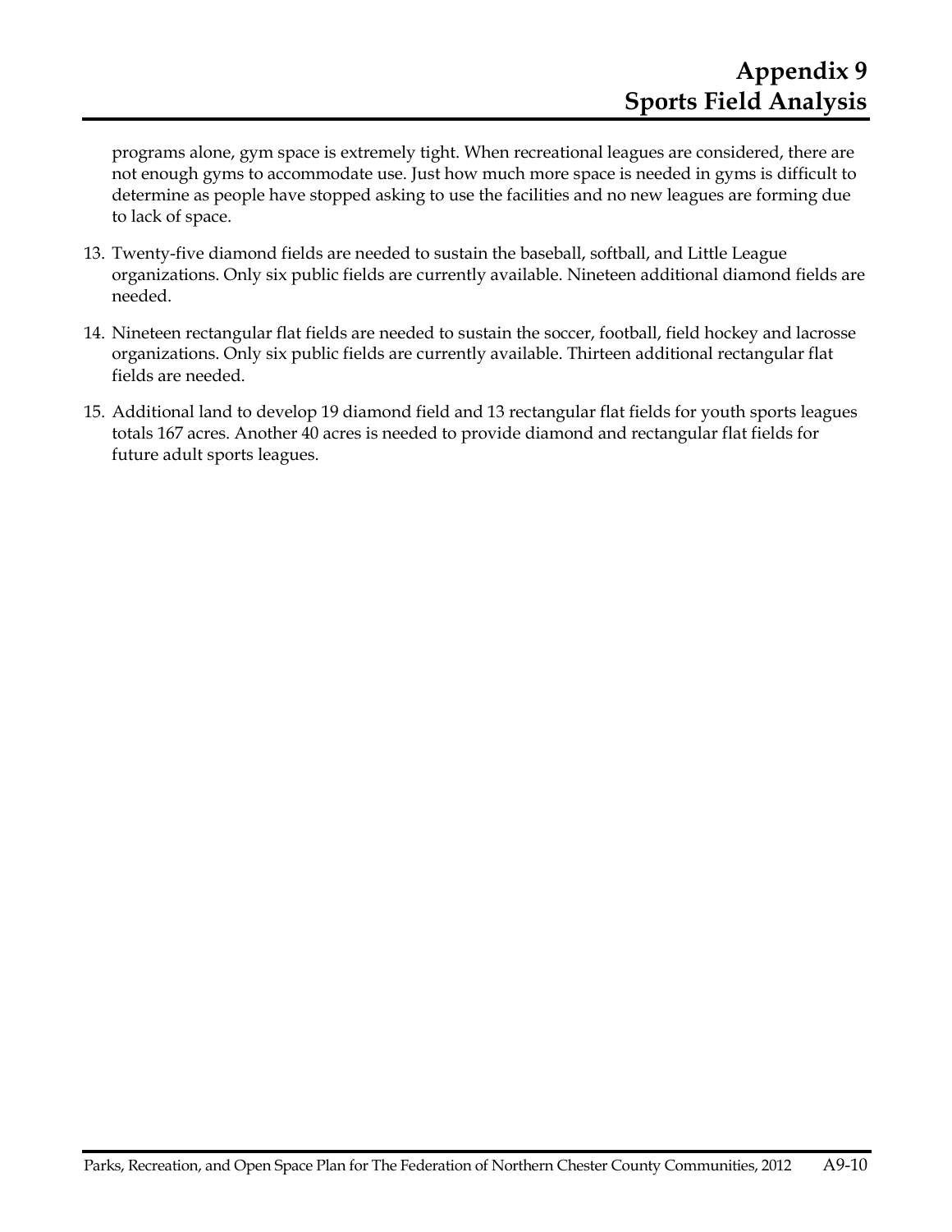programs alone, gym space is extremely tight. When recreational leagues are considered, there are not enough gyms to accommodate use. Just how much more space is needed in gyms is difficult to determine as people have stopped asking to use the facilities and no new leagues are forming due to lack of space.

13. Twenty-five diamond fields are needed to sustain the baseball, softball, and Little League organizations. Only six public fields are currently available. Nineteen additional diamond fields are needed.

14. Nineteen rectangular flat fields are needed to sustain the soccer, football, field hockey and lacrosse organizations. Only six public fields are currently available. Thirteen additional rectangular flat fields are needed.

15. Additional land to develop 19 diamond field and 13 rectangular flat fields for youth sports leagues totals 167 acres. Another 40 acres is needed to provide diamond and rectangular flat fields for future adult sports leagues.